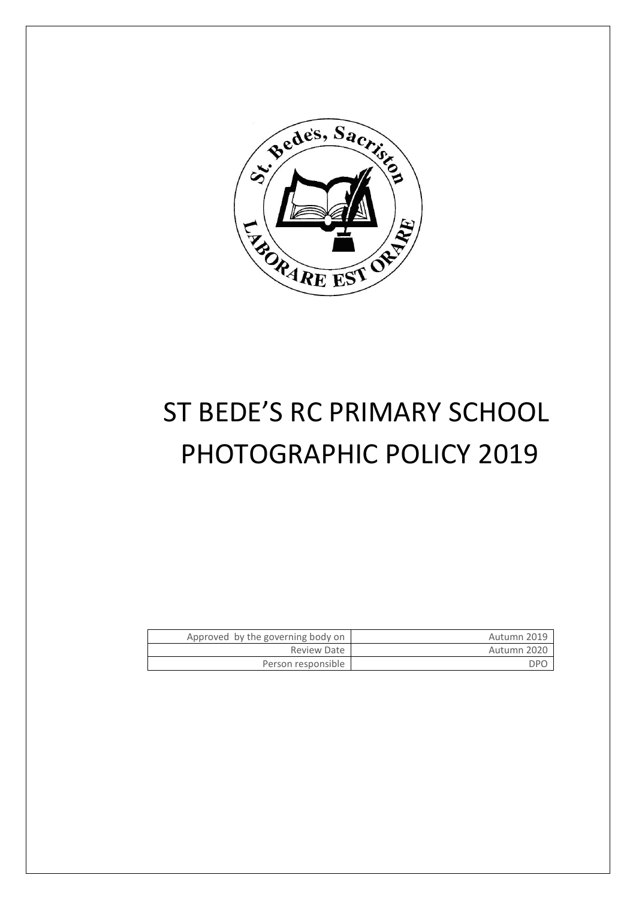# ST BEDE'S RC PRIMARY SCHOOL PHOTOGRAPHIC POLICY 2019

| | |
|---|---|
| Approved by the governing body on | Autumn 2019 |
| Review Date | Autumn 2020 |
| Person responsible | DPO |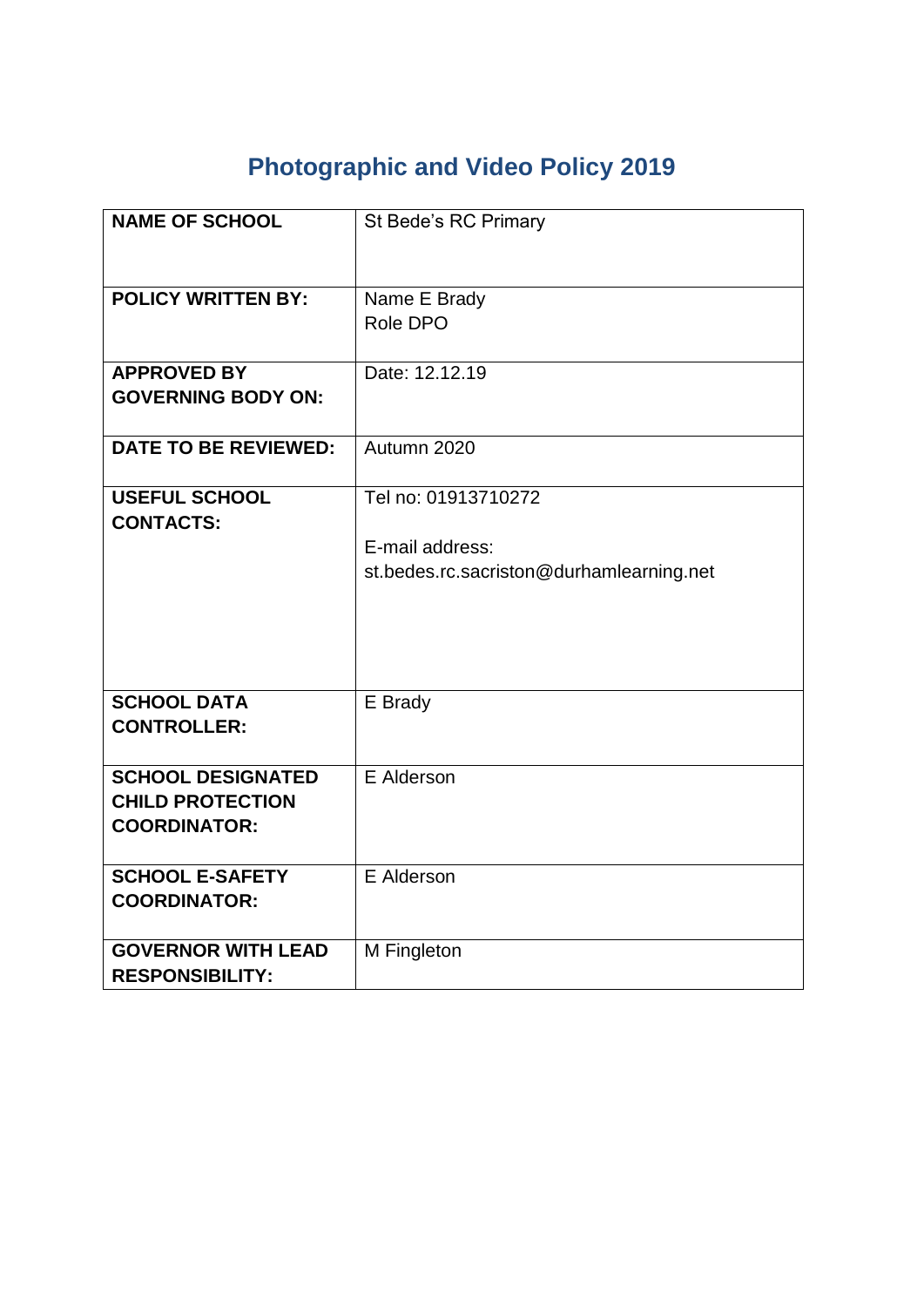# Photographic and Video Policy 2019

| NAME OF SCHOOL | St Bede's RC Primary |
|---|---|
| POLICY WRITTEN BY: | Name E Brady<br>Role DPO |
| APPROVED BY GOVERNING BODY ON: | Date: 12.12.19 |
| DATE TO BE REVIEWED: | Autumn 2020 |
| USEFUL SCHOOL CONTACTS: | Tel no: 01913710272<br><br>E-mail address:<br>st.bedes.rc.sacriston@durhamlearning.net |
| SCHOOL DATA CONTROLLER: | E Brady |
| SCHOOL DESIGNATED CHILD PROTECTION COORDINATOR: | E Alderson |
| SCHOOL E-SAFETY COORDINATOR: | E Alderson |
| GOVERNOR WITH LEAD RESPONSIBILITY: | M Fingleton |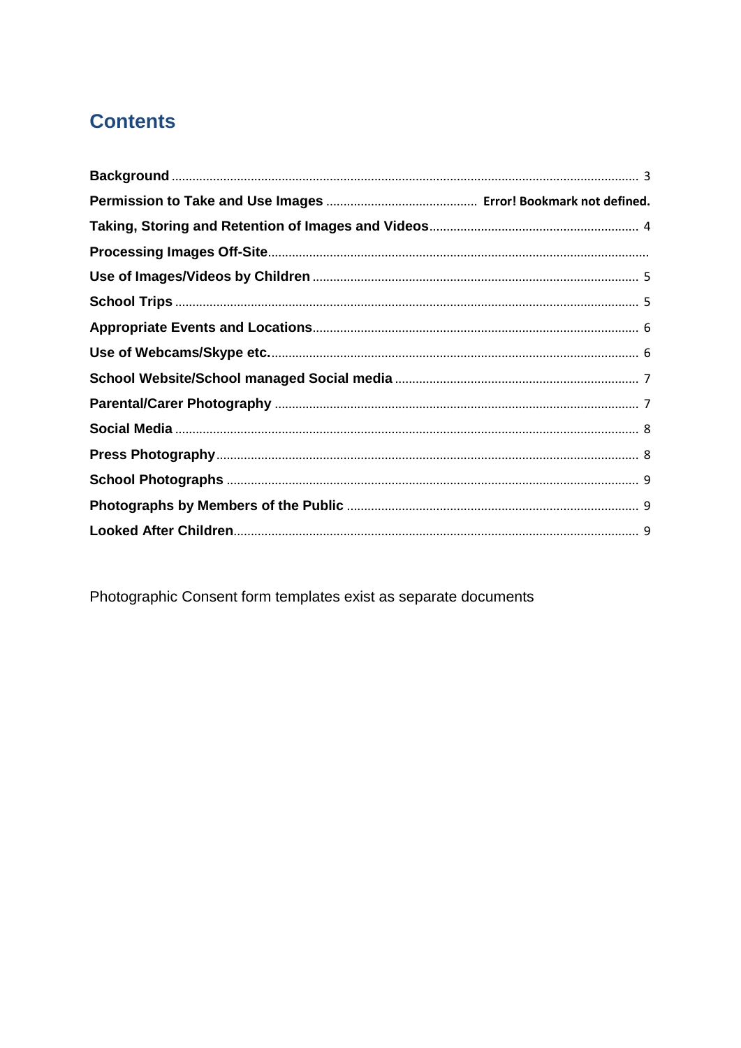## Contents

| | |
|---|---|
| **Background** | 3 |
| **Permission to Take and Use Images** | **Error! Bookmark not defined.** |
| **Taking, Storing and Retention of Images and Videos** | 4 |
| **Processing Images Off-Site** | |
| **Use of Images/Videos by Children** | 5 |
| **School Trips** | 5 |
| **Appropriate Events and Locations** | 6 |
| **Use of Webcams/Skype etc.** | 6 |
| **School Website/School managed Social media** | 7 |
| **Parental/Carer Photography** | 7 |
| **Social Media** | 8 |
| **Press Photography** | 8 |
| **School Photographs** | 9 |
| **Photographs by Members of the Public** | 9 |
| **Looked After Children** | 9 |

Photographic Consent form templates exist as separate documents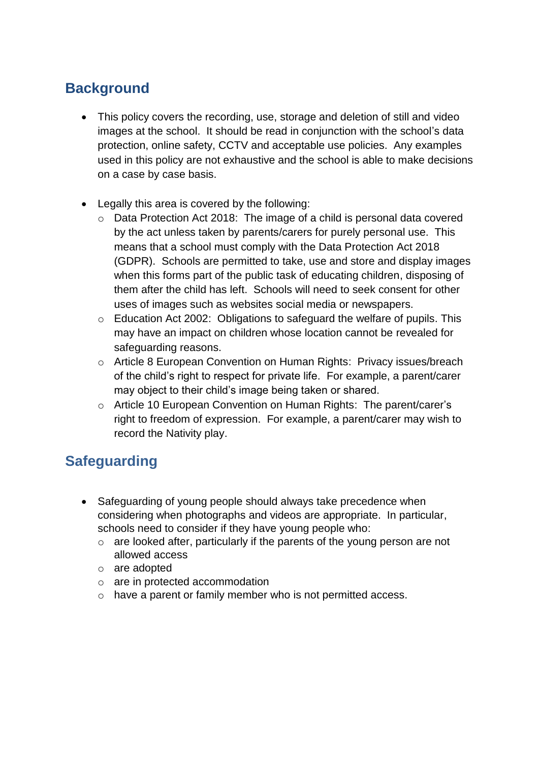## Background

- This policy covers the recording, use, storage and deletion of still and video images at the school. It should be read in conjunction with the school's data protection, online safety, CCTV and acceptable use policies. Any examples used in this policy are not exhaustive and the school is able to make decisions on a case by case basis.

- Legally this area is covered by the following:
  - Data Protection Act 2018: The image of a child is personal data covered by the act unless taken by parents/carers for purely personal use. This means that a school must comply with the Data Protection Act 2018 (GDPR). Schools are permitted to take, use and store and display images when this forms part of the public task of educating children, disposing of them after the child has left. Schools will need to seek consent for other uses of images such as websites social media or newspapers.
  - Education Act 2002: Obligations to safeguard the welfare of pupils. This may have an impact on children whose location cannot be revealed for safeguarding reasons.
  - Article 8 European Convention on Human Rights: Privacy issues/breach of the child's right to respect for private life. For example, a parent/carer may object to their child's image being taken or shared.
  - Article 10 European Convention on Human Rights: The parent/carer's right to freedom of expression. For example, a parent/carer may wish to record the Nativity play.

## Safeguarding

- Safeguarding of young people should always take precedence when considering when photographs and videos are appropriate. In particular, schools need to consider if they have young people who:
  - are looked after, particularly if the parents of the young person are not allowed access
  - are adopted
  - are in protected accommodation
  - have a parent or family member who is not permitted access.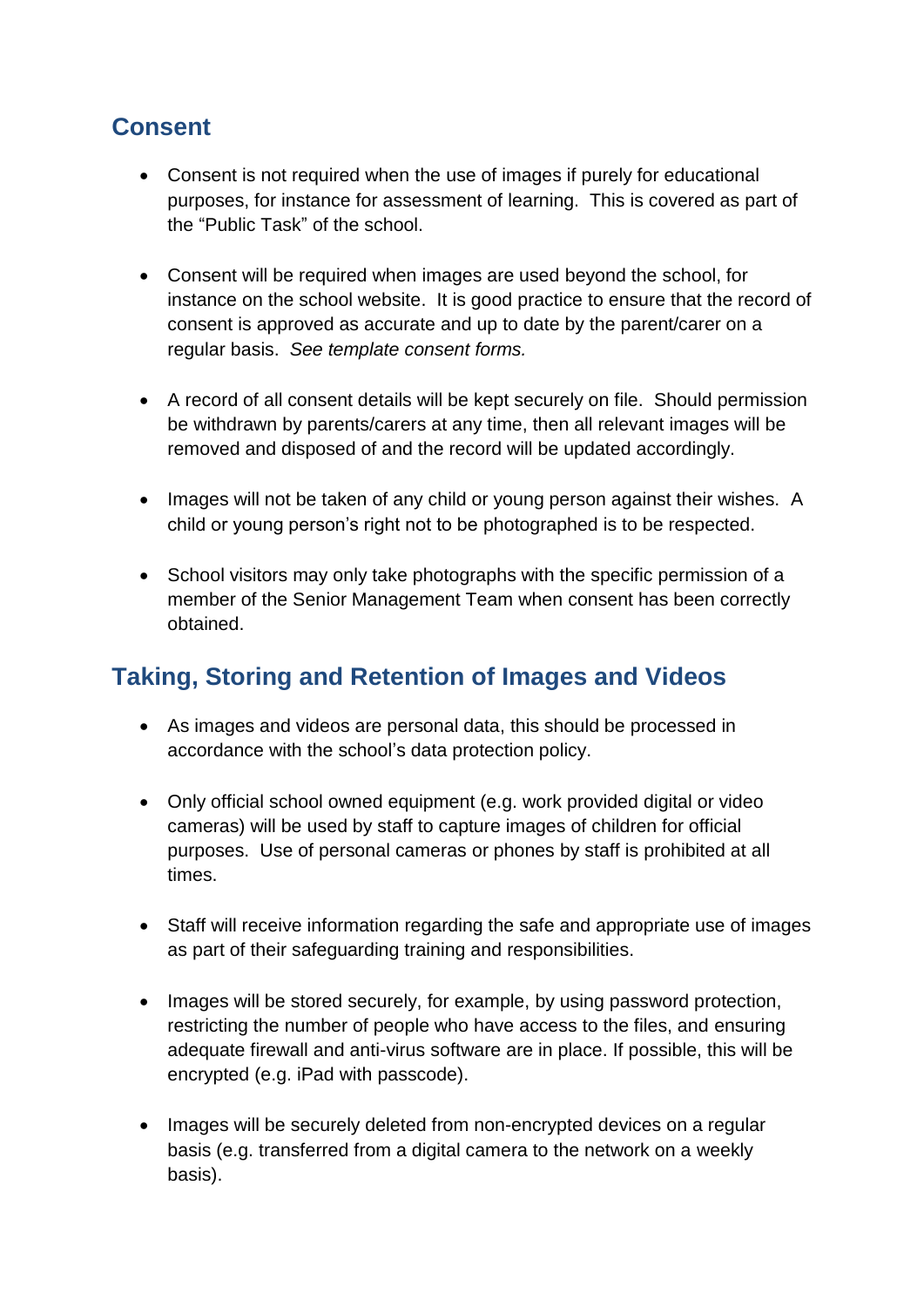## Consent

- Consent is not required when the use of images if purely for educational purposes, for instance for assessment of learning. This is covered as part of the "Public Task" of the school.

- Consent will be required when images are used beyond the school, for instance on the school website. It is good practice to ensure that the record of consent is approved as accurate and up to date by the parent/carer on a regular basis. *See template consent forms.*

- A record of all consent details will be kept securely on file. Should permission be withdrawn by parents/carers at any time, then all relevant images will be removed and disposed of and the record will be updated accordingly.

- Images will not be taken of any child or young person against their wishes. A child or young person's right not to be photographed is to be respected.

- School visitors may only take photographs with the specific permission of a member of the Senior Management Team when consent has been correctly obtained.

## Taking, Storing and Retention of Images and Videos

- As images and videos are personal data, this should be processed in accordance with the school's data protection policy.

- Only official school owned equipment (e.g. work provided digital or video cameras) will be used by staff to capture images of children for official purposes. Use of personal cameras or phones by staff is prohibited at all times.

- Staff will receive information regarding the safe and appropriate use of images as part of their safeguarding training and responsibilities.

- Images will be stored securely, for example, by using password protection, restricting the number of people who have access to the files, and ensuring adequate firewall and anti-virus software are in place. If possible, this will be encrypted (e.g. iPad with passcode).

- Images will be securely deleted from non-encrypted devices on a regular basis (e.g. transferred from a digital camera to the network on a weekly basis).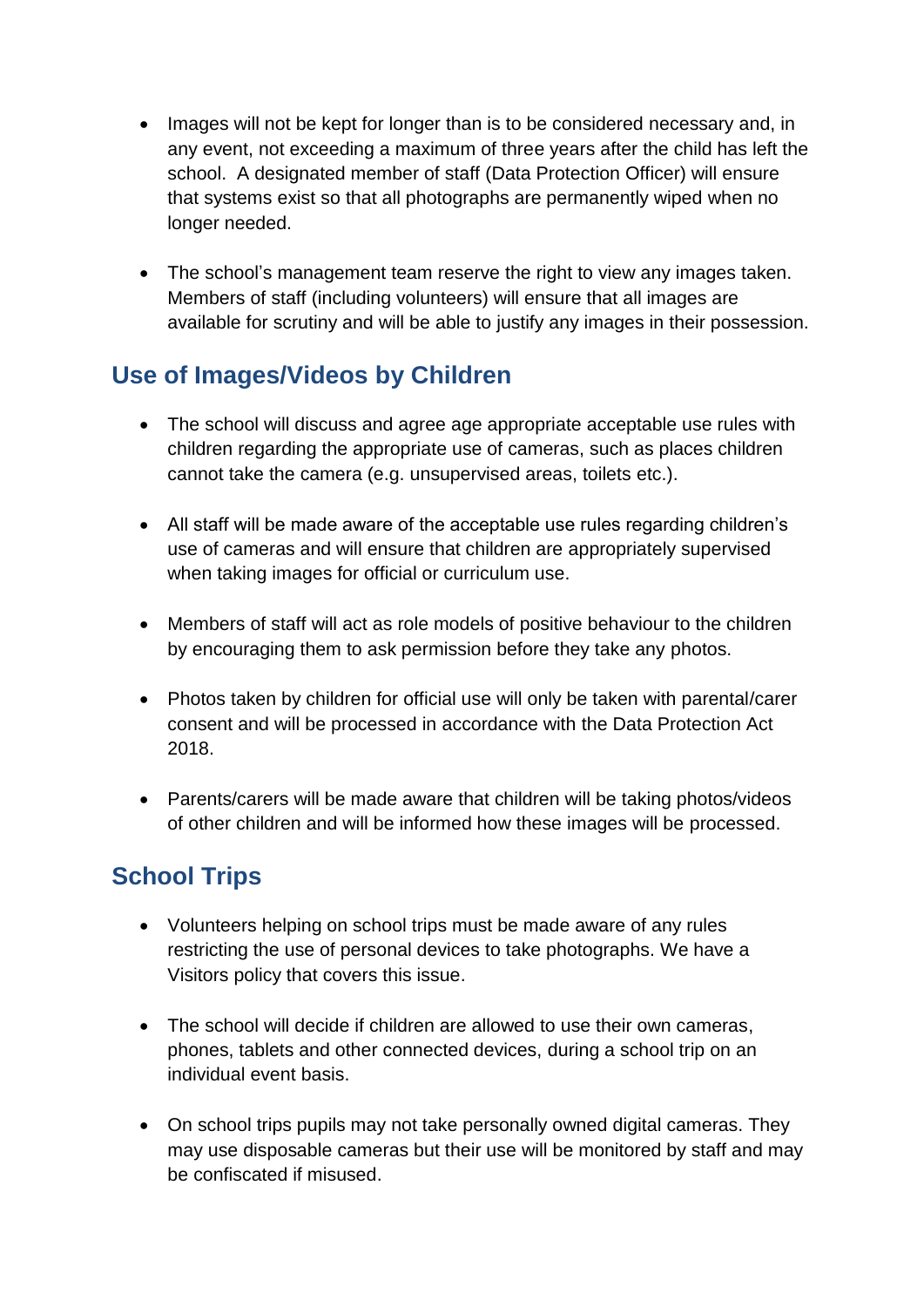- Images will not be kept for longer than is to be considered necessary and, in any event, not exceeding a maximum of three years after the child has left the school. A designated member of staff (Data Protection Officer) will ensure that systems exist so that all photographs are permanently wiped when no longer needed.

- The school's management team reserve the right to view any images taken. Members of staff (including volunteers) will ensure that all images are available for scrutiny and will be able to justify any images in their possession.

## Use of Images/Videos by Children

- The school will discuss and agree age appropriate acceptable use rules with children regarding the appropriate use of cameras, such as places children cannot take the camera (e.g. unsupervised areas, toilets etc.).

- All staff will be made aware of the acceptable use rules regarding children's use of cameras and will ensure that children are appropriately supervised when taking images for official or curriculum use.

- Members of staff will act as role models of positive behaviour to the children by encouraging them to ask permission before they take any photos.

- Photos taken by children for official use will only be taken with parental/carer consent and will be processed in accordance with the Data Protection Act 2018.

- Parents/carers will be made aware that children will be taking photos/videos of other children and will be informed how these images will be processed.

## School Trips

- Volunteers helping on school trips must be made aware of any rules restricting the use of personal devices to take photographs. We have a Visitors policy that covers this issue.

- The school will decide if children are allowed to use their own cameras, phones, tablets and other connected devices, during a school trip on an individual event basis.

- On school trips pupils may not take personally owned digital cameras. They may use disposable cameras but their use will be monitored by staff and may be confiscated if misused.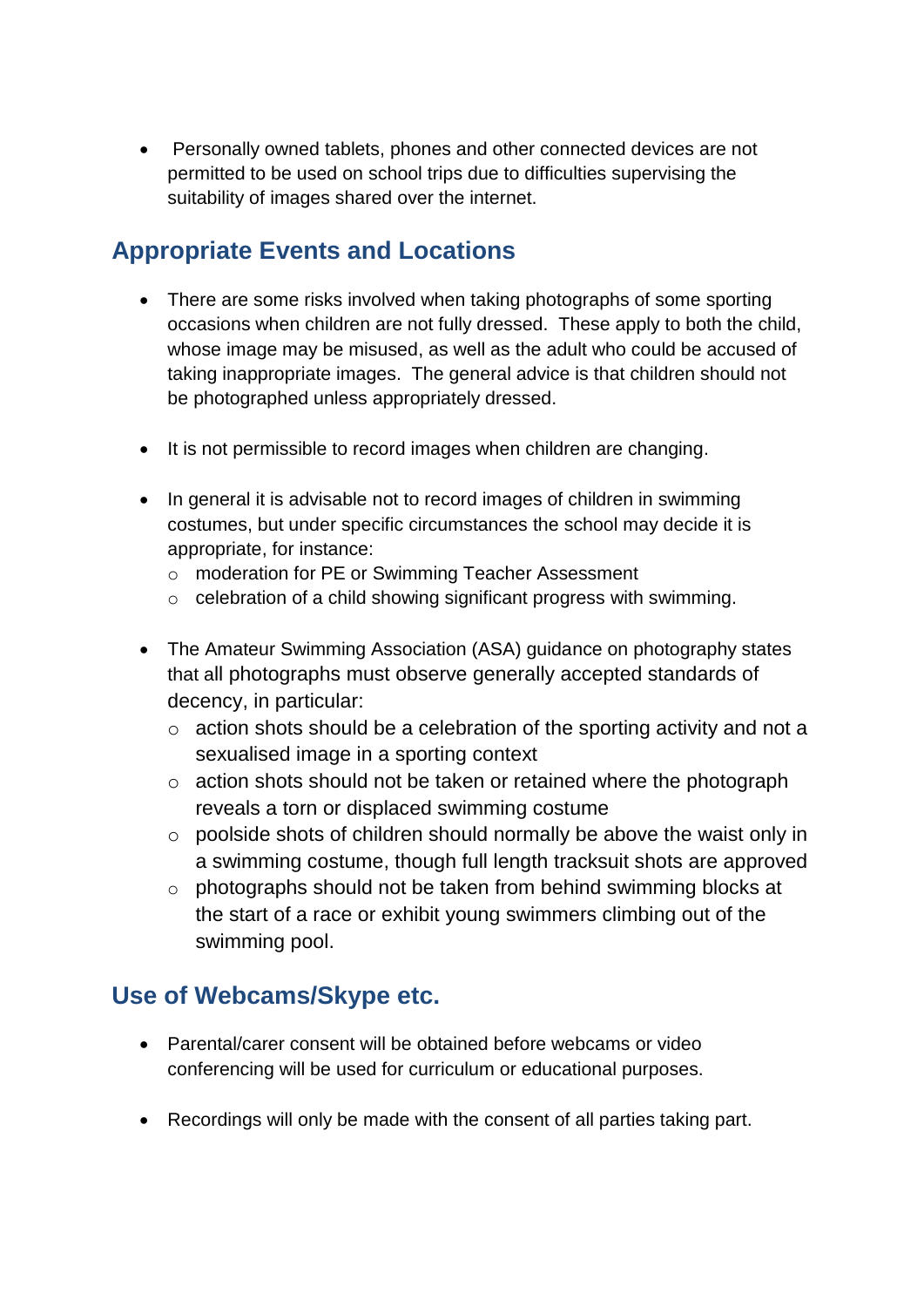- Personally owned tablets, phones and other connected devices are not permitted to be used on school trips due to difficulties supervising the suitability of images shared over the internet.

## Appropriate Events and Locations

- There are some risks involved when taking photographs of some sporting occasions when children are not fully dressed. These apply to both the child, whose image may be misused, as well as the adult who could be accused of taking inappropriate images. The general advice is that children should not be photographed unless appropriately dressed.

- It is not permissible to record images when children are changing.

- In general it is advisable not to record images of children in swimming costumes, but under specific circumstances the school may decide it is appropriate, for instance:
  - moderation for PE or Swimming Teacher Assessment
  - celebration of a child showing significant progress with swimming.

- The Amateur Swimming Association (ASA) guidance on photography states that all photographs must observe generally accepted standards of decency, in particular:
  - action shots should be a celebration of the sporting activity and not a sexualised image in a sporting context
  - action shots should not be taken or retained where the photograph reveals a torn or displaced swimming costume
  - poolside shots of children should normally be above the waist only in a swimming costume, though full length tracksuit shots are approved
  - photographs should not be taken from behind swimming blocks at the start of a race or exhibit young swimmers climbing out of the swimming pool.

## Use of Webcams/Skype etc.

- Parental/carer consent will be obtained before webcams or video conferencing will be used for curriculum or educational purposes.

- Recordings will only be made with the consent of all parties taking part.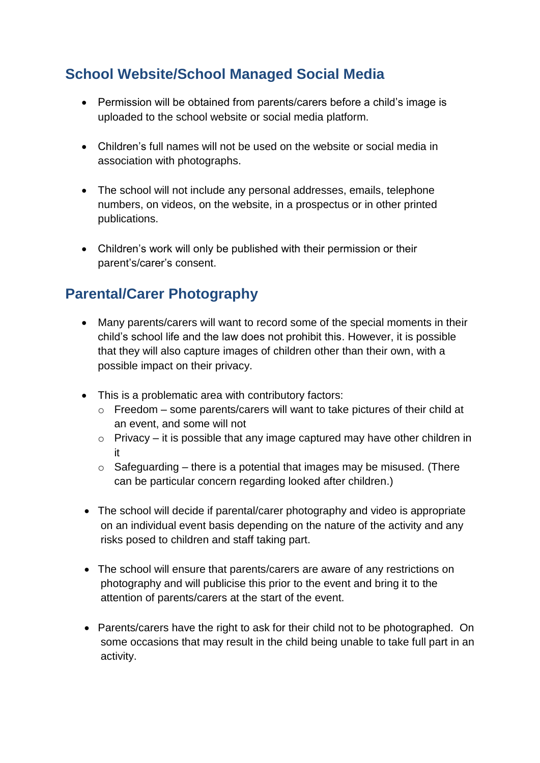## School Website/School Managed Social Media

- Permission will be obtained from parents/carers before a child's image is uploaded to the school website or social media platform.
- Children's full names will not be used on the website or social media in association with photographs.
- The school will not include any personal addresses, emails, telephone numbers, on videos, on the website, in a prospectus or in other printed publications.
- Children's work will only be published with their permission or their parent's/carer's consent.

## Parental/Carer Photography

- Many parents/carers will want to record some of the special moments in their child's school life and the law does not prohibit this. However, it is possible that they will also capture images of children other than their own, with a possible impact on their privacy.
- This is a problematic area with contributory factors:
  - Freedom – some parents/carers will want to take pictures of their child at an event, and some will not
  - Privacy – it is possible that any image captured may have other children in it
  - Safeguarding – there is a potential that images may be misused. (There can be particular concern regarding looked after children.)
- The school will decide if parental/carer photography and video is appropriate on an individual event basis depending on the nature of the activity and any risks posed to children and staff taking part.
- The school will ensure that parents/carers are aware of any restrictions on photography and will publicise this prior to the event and bring it to the attention of parents/carers at the start of the event.
- Parents/carers have the right to ask for their child not to be photographed. On some occasions that may result in the child being unable to take full part in an activity.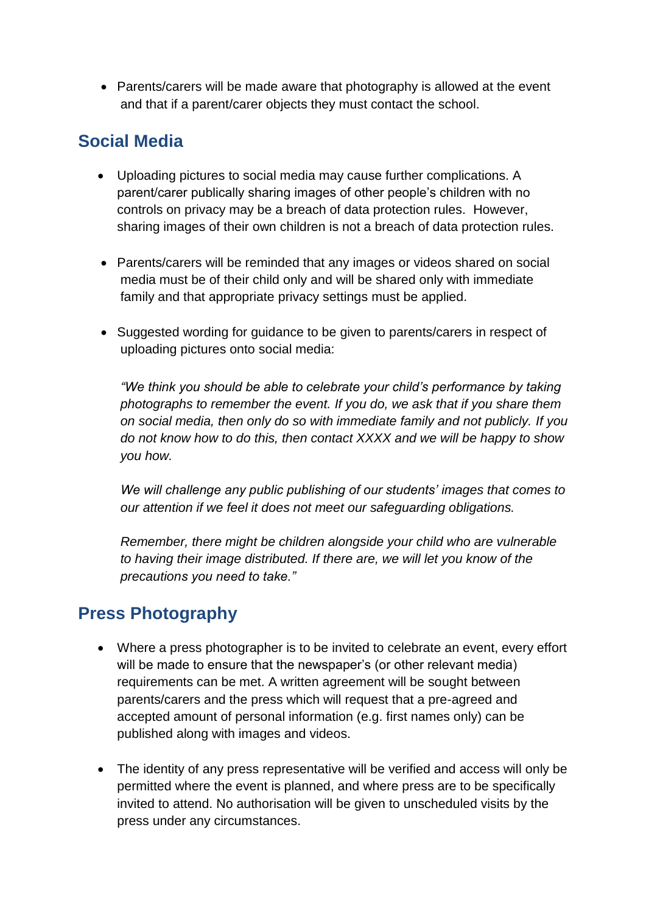- Parents/carers will be made aware that photography is allowed at the event and that if a parent/carer objects they must contact the school.

## Social Media

- Uploading pictures to social media may cause further complications. A parent/carer publically sharing images of other people's children with no controls on privacy may be a breach of data protection rules. However, sharing images of their own children is not a breach of data protection rules.

- Parents/carers will be reminded that any images or videos shared on social media must be of their child only and will be shared only with immediate family and that appropriate privacy settings must be applied.

- Suggested wording for guidance to be given to parents/carers in respect of uploading pictures onto social media:

  *"We think you should be able to celebrate your child's performance by taking photographs to remember the event. If you do, we ask that if you share them on social media, then only do so with immediate family and not publicly. If you do not know how to do this, then contact XXXX and we will be happy to show you how.*

  *We will challenge any public publishing of our students' images that comes to our attention if we feel it does not meet our safeguarding obligations.*

  *Remember, there might be children alongside your child who are vulnerable to having their image distributed. If there are, we will let you know of the precautions you need to take."*

## Press Photography

- Where a press photographer is to be invited to celebrate an event, every effort will be made to ensure that the newspaper's (or other relevant media) requirements can be met. A written agreement will be sought between parents/carers and the press which will request that a pre-agreed and accepted amount of personal information (e.g. first names only) can be published along with images and videos.

- The identity of any press representative will be verified and access will only be permitted where the event is planned, and where press are to be specifically invited to attend. No authorisation will be given to unscheduled visits by the press under any circumstances.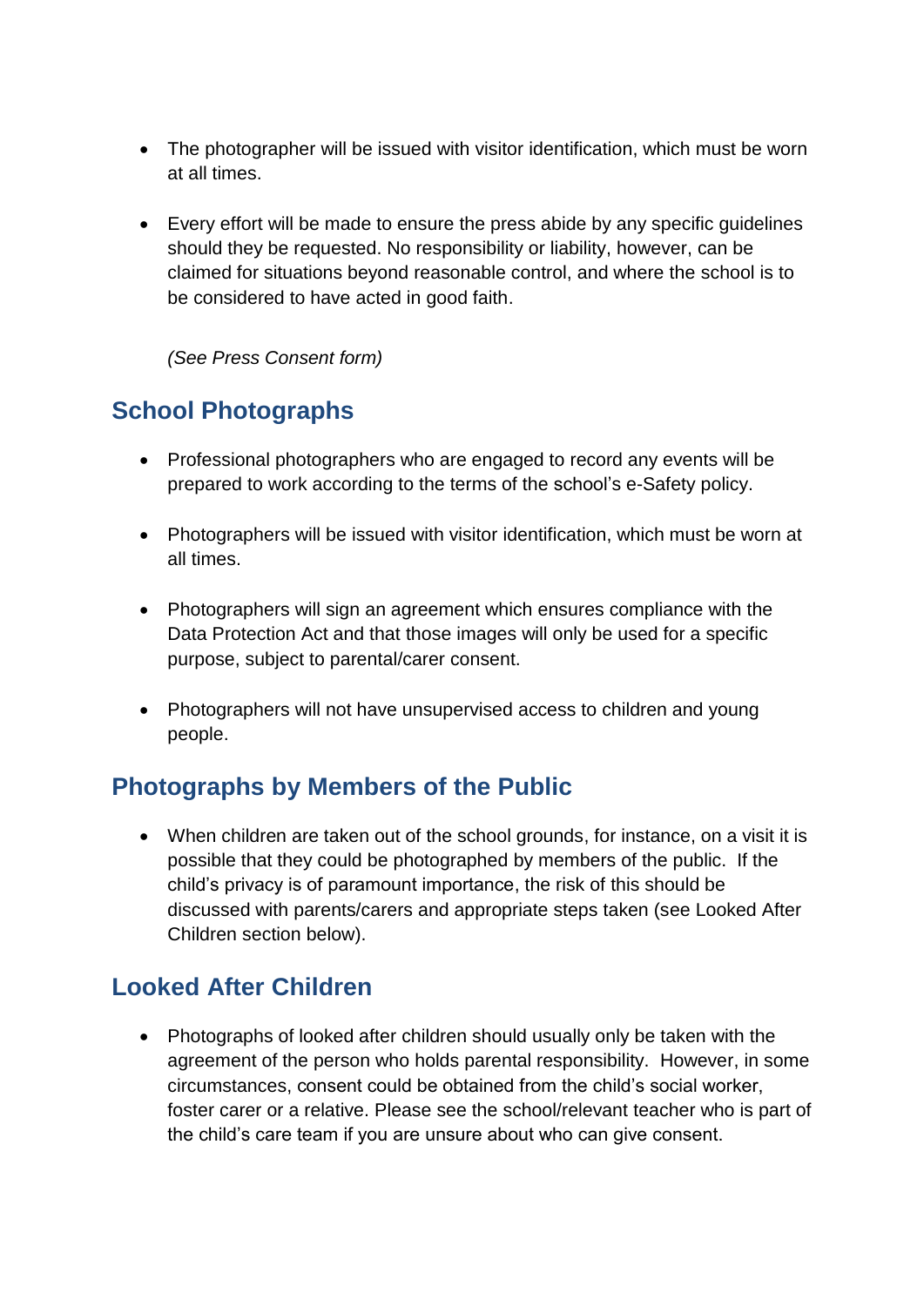- The photographer will be issued with visitor identification, which must be worn at all times.
- Every effort will be made to ensure the press abide by any specific guidelines should they be requested. No responsibility or liability, however, can be claimed for situations beyond reasonable control, and where the school is to be considered to have acted in good faith.

  *(See Press Consent form)*

## School Photographs

- Professional photographers who are engaged to record any events will be prepared to work according to the terms of the school's e-Safety policy.
- Photographers will be issued with visitor identification, which must be worn at all times.
- Photographers will sign an agreement which ensures compliance with the Data Protection Act and that those images will only be used for a specific purpose, subject to parental/carer consent.
- Photographers will not have unsupervised access to children and young people.

## Photographs by Members of the Public

- When children are taken out of the school grounds, for instance, on a visit it is possible that they could be photographed by members of the public. If the child's privacy is of paramount importance, the risk of this should be discussed with parents/carers and appropriate steps taken (see Looked After Children section below).

## Looked After Children

- Photographs of looked after children should usually only be taken with the agreement of the person who holds parental responsibility. However, in some circumstances, consent could be obtained from the child's social worker, foster carer or a relative. Please see the school/relevant teacher who is part of the child's care team if you are unsure about who can give consent.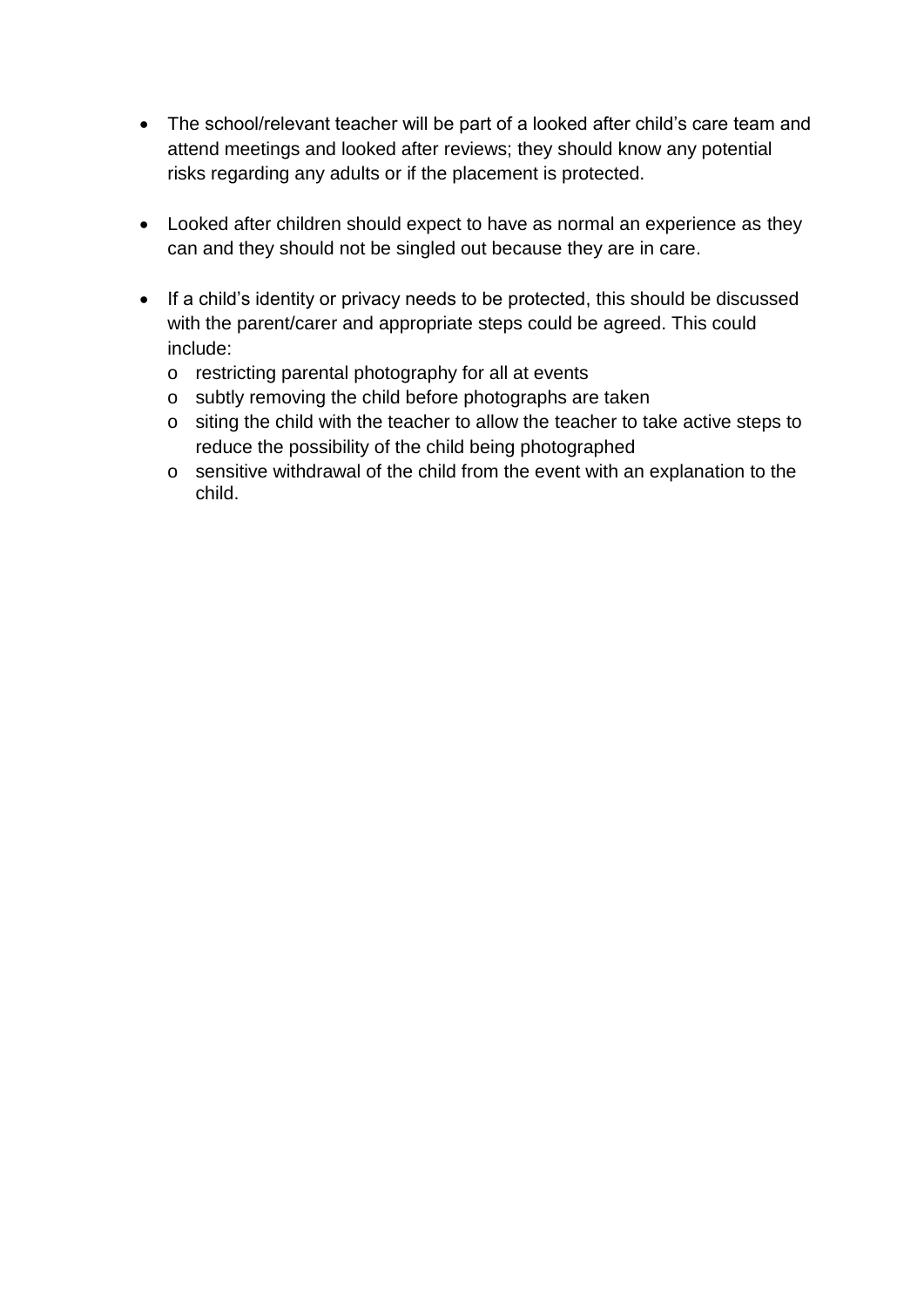- The school/relevant teacher will be part of a looked after child's care team and attend meetings and looked after reviews; they should know any potential risks regarding any adults or if the placement is protected.

- Looked after children should expect to have as normal an experience as they can and they should not be singled out because they are in care.

- If a child's identity or privacy needs to be protected, this should be discussed with the parent/carer and appropriate steps could be agreed. This could include:
  - restricting parental photography for all at events
  - subtly removing the child before photographs are taken
  - siting the child with the teacher to allow the teacher to take active steps to reduce the possibility of the child being photographed
  - sensitive withdrawal of the child from the event with an explanation to the child.